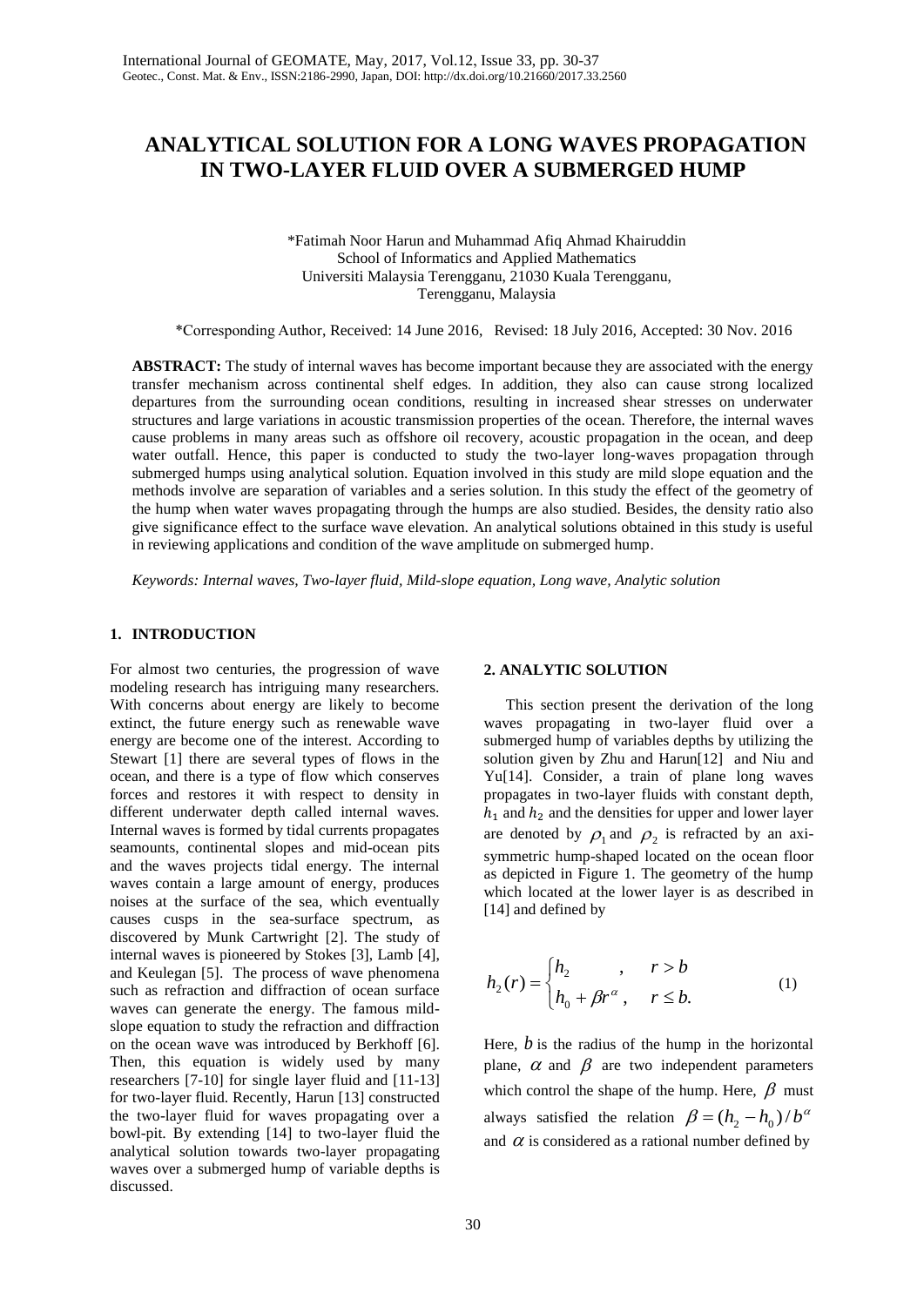# ANALYTICAL SOLUTION FOR A LONG WAVES PROPAGATION IN TWO-LAYER FLUID OVER A SUBMERGED HUMP

*Fatimah Noor Harun and Muhammad Afiq Ahmad Khairuddin
School of Informatics and Applied Mathematics
Universiti Malaysia Terengganu, 21030 Kuala Terengganu,
Terengganu, Malaysia

*Corresponding Author, Received: 14 June 2016, Revised: 18 July 2016, Accepted: 30 Nov. 2016

**ABSTRACT:** The study of internal waves has become important because they are associated with the energy transfer mechanism across continental shelf edges. In addition, they also can cause strong localized departures from the surrounding ocean conditions, resulting in increased shear stresses on underwater structures and large variations in acoustic transmission properties of the ocean. Therefore, the internal waves cause problems in many areas such as offshore oil recovery, acoustic propagation in the ocean, and deep water outfall. Hence, this paper is conducted to study the two-layer long-waves propagation through submerged humps using analytical solution. Equation involved in this study are mild slope equation and the methods involve are separation of variables and a series solution. In this study the effect of the geometry of the hump when water waves propagating through the humps are also studied. Besides, the density ratio also give significance effect to the surface wave elevation. An analytical solutions obtained in this study is useful in reviewing applications and condition of the wave amplitude on submerged hump.

*Keywords: Internal waves, Two-layer fluid, Mild-slope equation, Long wave, Analytic solution*

## 1. INTRODUCTION

For almost two centuries, the progression of wave modeling research has intriguing many researchers. With concerns about energy are likely to become extinct, the future energy such as renewable wave energy are become one of the interest. According to Stewart [1] there are several types of flows in the ocean, and there is a type of flow which conserves forces and restores it with respect to density in different underwater depth called internal waves. Internal waves is formed by tidal currents propagates seamounts, continental slopes and mid-ocean pits and the waves projects tidal energy. The internal waves contain a large amount of energy, produces noises at the surface of the sea, which eventually causes cusps in the sea-surface spectrum, as discovered by Munk Cartwright [2]. The study of internal waves is pioneered by Stokes [3], Lamb [4], and Keulegan [5]. The process of wave phenomena such as refraction and diffraction of ocean surface waves can generate the energy. The famous mild-slope equation to study the refraction and diffraction on the ocean wave was introduced by Berkhoff [6]. Then, this equation is widely used by many researchers [7-10] for single layer fluid and [11-13] for two-layer fluid. Recently, Harun [13] constructed the two-layer fluid for waves propagating over a bowl-pit. By extending [14] to two-layer fluid the analytical solution towards two-layer propagating waves over a submerged hump of variable depths is discussed.

## 2. ANALYTIC SOLUTION

This section present the derivation of the long waves propagating in two-layer fluid over a submerged hump of variables depths by utilizing the solution given by Zhu and Harun[12] and Niu and Yu[14]. Consider, a train of plane long waves propagates in two-layer fluids with constant depth, $h_1$ and $h_2$ and the densities for upper and lower layer are denoted by $\rho_1$ and $\rho_2$ is refracted by an axi-symmetric hump-shaped located on the ocean floor as depicted in Figure 1. The geometry of the hump which located at the lower layer is as described in [14] and defined by

$$h_2(r) = \begin{cases} h_2 & , \quad r > b \\ h_0 + \beta r^{\alpha}, & r \le b. \end{cases} \tag{1}$$

Here, $b$ is the radius of the hump in the horizontal plane, $\alpha$ and $\beta$ are two independent parameters which control the shape of the hump. Here, $\beta$ must always satisfied the relation $\beta = (h_2 - h_0)/b^{\alpha}$ and $\alpha$ is considered as a rational number defined by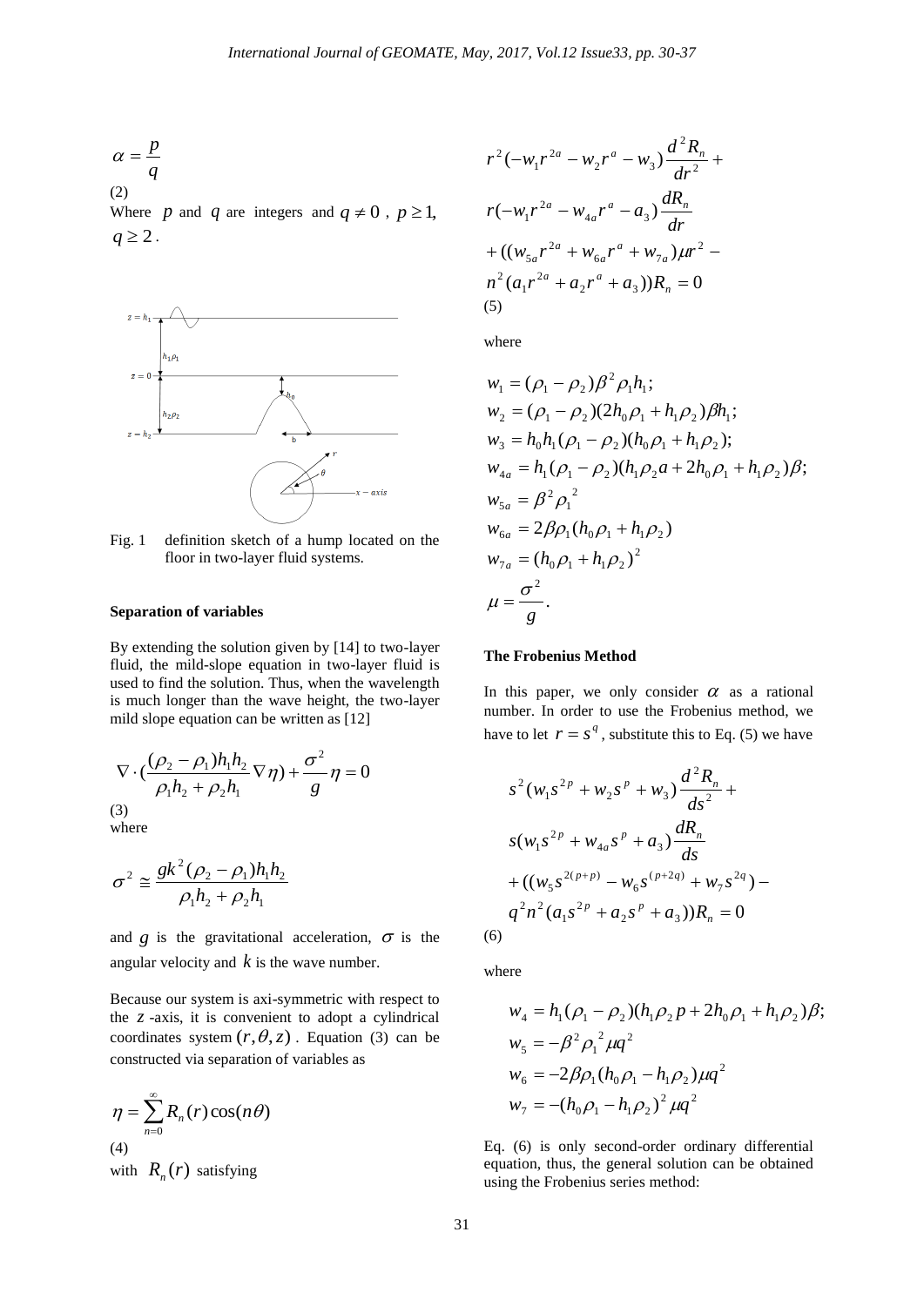$$\alpha = \frac{p}{q}$$

(2)

Where $p$ and $q$ are integers and $q \neq 0$ , $p \geq 1$, $q \geq 2$ .

$z = h_1$

$h_1 \rho_1$

$z = 0$

$h_0$

$h_2 \rho_2$

$z = h_2$

b

$r$

$\theta$

$x - axis$

Fig. 1 definition sketch of a hump located on the floor in two-layer fluid systems.

**Separation of variables**

By extending the solution given by [14] to two-layer fluid, the mild-slope equation in two-layer fluid is used to find the solution. Thus, when the wavelength is much longer than the wave height, the two-layer mild slope equation can be written as [12]

$$\nabla \cdot \left(\frac{(\rho_2 - \rho_1) h_1 h_2}{\rho_1 h_2 + \rho_2 h_1} \nabla \eta\right) + \frac{\sigma^2}{g}\eta = 0$$

(3)

where

$$\sigma^2 \cong \frac{g k^2 (\rho_2 - \rho_1) h_1 h_2}{\rho_1 h_2 + \rho_2 h_1}$$

and $g$ is the gravitational acceleration, $\sigma$ is the angular velocity and $k$ is the wave number.

Because our system is axi-symmetric with respect to the $z$ -axis, it is convenient to adopt a cylindrical coordinates system $(r, \theta, z)$ . Equation (3) can be constructed via separation of variables as

$$\eta = \sum_{n=0}^{\infty} R_n(r) \cos(n\theta)$$

(4)

with $R_n(r)$ satisfying

$$r^2(-w_1 r^{2a} - w_2 r^a - w_3)\frac{d^2 R_n}{dr^2} +$$
$$r(-w_1 r^{2a} - w_{4a} r^a - a_3)\frac{dR_n}{dr}$$
$$+((w_{5a} r^{2a} + w_{6a} r^a + w_{7a})\mu r^2 -$$
$$n^2(a_1 r^{2a} + a_2 r^a + a_3))R_n = 0$$

(5)

where

$$w_1 = (\rho_1 - \rho_2)\beta^2 \rho_1 h_1;$$
$$w_2 = (\rho_1 - \rho_2)(2h_0\rho_1 + h_1\rho_2)\beta h_1;$$
$$w_3 = h_0 h_1 (\rho_1 - \rho_2)(h_0\rho_1 + h_1\rho_2);$$
$$w_{4a} = h_1(\rho_1 - \rho_2)(h_1\rho_2 a + 2h_0\rho_1 + h_1\rho_2)\beta;$$
$$w_{5a} = \beta^2 {\rho_1}^2$$
$$w_{6a} = 2\beta\rho_1(h_0\rho_1 + h_1\rho_2)$$
$$w_{7a} = (h_0\rho_1 + h_1\rho_2)^2$$
$$\mu = \frac{\sigma^2}{g}.$$

**The Frobenius Method**

In this paper, we only consider $\alpha$ as a rational number. In order to use the Frobenius method, we have to let $r = s^q$, substitute this to Eq. (5) we have

$$s^2(w_1 s^{2p} + w_2 s^p + w_3)\frac{d^2 R_n}{ds^2} +$$
$$s(w_1 s^{2p} + w_{4a} s^p + a_3)\frac{dR_n}{ds}$$
$$+((w_5 s^{2(p+p)} - w_6 s^{(p+2q)} + w_7 s^{2q}) -$$
$$q^2 n^2 (a_1 s^{2p} + a_2 s^p + a_3))R_n = 0$$

(6)

where

$$w_4 = h_1(\rho_1 - \rho_2)(h_1\rho_2 p + 2h_0\rho_1 + h_1\rho_2)\beta;$$
$$w_5 = -\beta^2 {\rho_1}^2 \mu q^2$$
$$w_6 = -2\beta\rho_1(h_0\rho_1 - h_1\rho_2)\mu q^2$$
$$w_7 = -(h_0\rho_1 - h_1\rho_2)^2 \mu q^2$$

Eq. (6) is only second-order ordinary differential equation, thus, the general solution can be obtained using the Frobenius series method: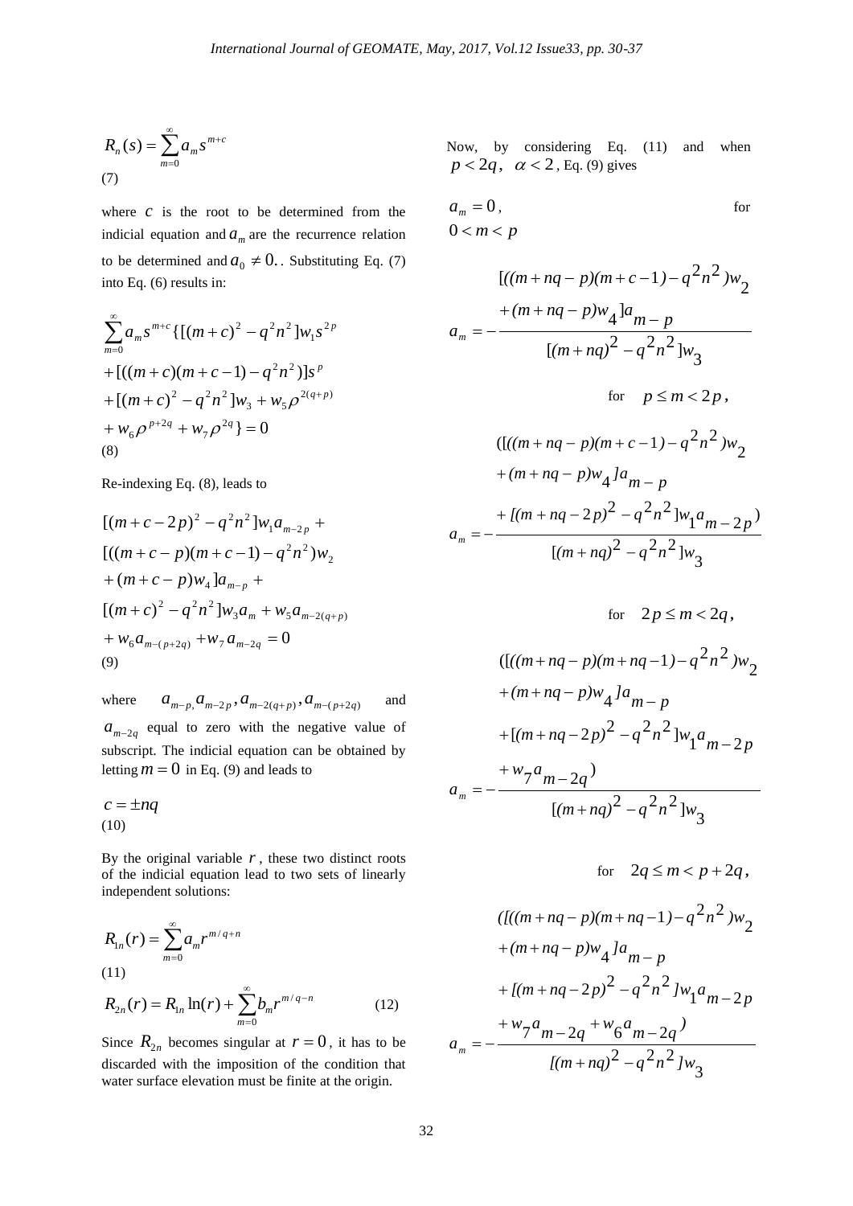$$R_n(s) = \sum_{m=0}^{\infty} a_m s^{m+c} \tag{7}$$

where $c$ is the root to be determined from the indicial equation and $a_m$ are the recurrence relation to be determined and $a_0 \neq 0.$. Substituting Eq. (7) into Eq. (6) results in:

$$\sum_{m=0}^{\infty} a_m s^{m+c} \{[(m+c)^2 - q^2n^2]w_1 s^{2p} + [((m+c)(m+c-1) - q^2n^2)]s^p + [(m+c)^2 - q^2n^2]w_3 + w_5 \rho^{2(q+p)} + w_6 \rho^{p+2q} + w_7 \rho^{2q}\} = 0 \tag{8}$$

Re-indexing Eq. (8), leads to

$$[(m+c-2p)^2 - q^2n^2]w_1 a_{m-2p} + [((m+c-p)(m+c-1) - q^2n^2)w_2 + (m+c-p)w_4]a_{m-p} + [(m+c)^2 - q^2n^2]w_3 a_m + w_5 a_{m-2(q+p)} + w_6 a_{m-(p+2q)} + w_7 a_{m-2q} = 0 \tag{9}$$

where $a_{m-p}, a_{m-2p}, a_{m-2(q+p)}, a_{m-(p+2q)}$ and $a_{m-2q}$ equal to zero with the negative value of subscript. The indicial equation can be obtained by letting $m = 0$ in Eq. (9) and leads to

$$c = \pm nq \tag{10}$$

By the original variable $r$, these two distinct roots of the indicial equation lead to two sets of linearly independent solutions:

$$R_{1n}(r) = \sum_{m=0}^{\infty} a_m r^{m/q+n} \tag{11}$$

$$R_{2n}(r) = R_{1n} \ln(r) + \sum_{m=0}^{\infty} b_m r^{m/q-n} \tag{12}$$

Since $R_{2n}$ becomes singular at $r = 0$, it has to be discarded with the imposition of the condition that water surface elevation must be finite at the origin.

Now, by considering Eq. (11) and when $p < 2q$, $\alpha < 2$, Eq. (9) gives

$$a_m = 0, \qquad \text{for } 0 < m < p$$

$$a_m = -\frac{[((m+nq-p)(m+c-1) - q^2n^2)w_2 + (m+nq-p)w_4]a_{m-p}}{[(m+nq)^2 - q^2n^2]w_3} \qquad \text{for } p \leq m < 2p,$$

$$a_m = -\frac{([((m+nq-p)(m+c-1) - q^2n^2)w_2 + (m+nq-p)w_4]a_{m-p} + [(m+nq-2p)^2 - q^2n^2]w_1 a_{m-2p})}{[(m+nq)^2 - q^2n^2]w_3} \qquad \text{for } 2p \leq m < 2q,$$

$$a_m = -\frac{([((m+nq-p)(m+nq-1) - q^2n^2)w_2 + (m+nq-p)w_4]a_{m-p} + [(m+nq-2p)^2 - q^2n^2]w_1 a_{m-2p} + w_7 a_{m-2q})}{[(m+nq)^2 - q^2n^2]w_3} \qquad \text{for } 2q \leq m < p+2q,$$

$$a_m = -\frac{([((m+nq-p)(m+nq-1) - q^2n^2)w_2 + (m+nq-p)w_4]a_{m-p} + [(m+nq-2p)^2 - q^2n^2]w_1 a_{m-2p} + w_7 a_{m-2q} + w_6 a_{m-2q})}{[(m+nq)^2 - q^2n^2]w_3}$$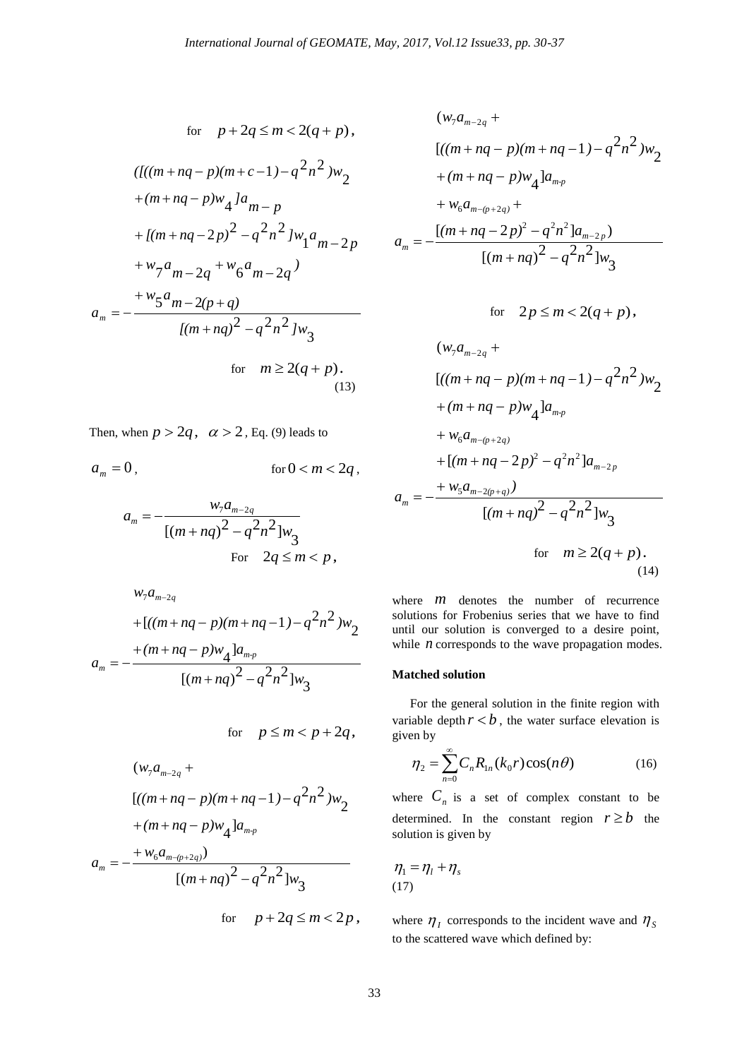$$\text{for} \quad p+2q \le m < 2(q+p),$$

$$a_m = -\frac{\begin{array}{l}([((m+nq-p)(m+c-1)-q^2n^2)w_2 \\ +(m+nq-p)w_4]a_{m-p} \\ +[(m+nq-2p)^2-q^2n^2]w_1 a_{m-2p} \\ +w_7 a_{m-2q}+w_6 a_{m-2q}) \\ +w_5 a_{m-2(p+q)}\end{array}}{[(m+nq)^2-q^2n^2]w_3}$$

$$\text{for} \quad m \ge 2(q+p). \tag{13}$$

Then, when $p > 2q$, $\alpha > 2$, Eq. (9) leads to

$$a_m = 0, \qquad \text{for } 0 < m < 2q,$$

$$a_m = -\frac{w_7 a_{m-2q}}{[(m+nq)^2-q^2n^2]w_3}$$

$$\text{For} \quad 2q \le m < p,$$

$$a_m = -\frac{\begin{array}{l}w_7 a_{m-2q} \\ +[((m+nq-p)(m+nq-1)-q^2n^2)w_2 \\ +(m+nq-p)w_4]a_{m\text{-}p}\end{array}}{[(m+nq)^2-q^2n^2]w_3}$$

$$\text{for} \quad p \le m < p+2q,$$

$$a_m = -\frac{\begin{array}{l}(w_7 a_{m-2q}+ \\ [((m+nq-p)(m+nq-1)-q^2n^2)w_2 \\ +(m+nq-p)w_4]a_{m\text{-}p} \\ +w_6 a_{m-(p+2q)})\end{array}}{[(m+nq)^2-q^2n^2]w_3}$$

$$\text{for} \quad p+2q \le m < 2p,$$

$$a_m = -\frac{\begin{array}{l}(w_7 a_{m-2q}+ \\ [((m+nq-p)(m+nq-1)-q^2n^2)w_2 \\ +(m+nq-p)w_4]a_{m\text{-}p} \\ +w_6 a_{m-(p+2q)}+ \\ [(m+nq-2p)^2-q^2n^2]a_{m-2p})\end{array}}{[(m+nq)^2-q^2n^2]w_3}$$

$$\text{for} \quad 2p \le m < 2(q+p),$$

$$a_m = -\frac{\begin{array}{l}(w_7 a_{m-2q}+ \\ [((m+nq-p)(m+nq-1)-q^2n^2)w_2 \\ +(m+nq-p)w_4]a_{m\text{-}p} \\ +w_6 a_{m-(p+2q)} \\ +[(m+nq-2p)^2-q^2n^2]a_{m-2p} \\ +w_5 a_{m-2(p+q)})\end{array}}{[(m+nq)^2-q^2n^2]w_3}$$

$$\text{for} \quad m \ge 2(q+p). \tag{14}$$

where $m$ denotes the number of recurrence solutions for Frobenius series that we have to find until our solution is converged to a desire point, while $n$ corresponds to the wave propagation modes.

### Matched solution

For the general solution in the finite region with variable depth $r < b$, the water surface elevation is given by

$$\eta_2 = \sum_{n=0}^{\infty} C_n R_{1n}(k_0 r)\cos(n\theta) \tag{16}$$

where $C_n$ is a set of complex constant to be determined. In the constant region $r \ge b$ the solution is given by

$$\eta_1 = \eta_I + \eta_s \tag{17}$$

where $\eta_I$ corresponds to the incident wave and $\eta_S$ to the scattered wave which defined by: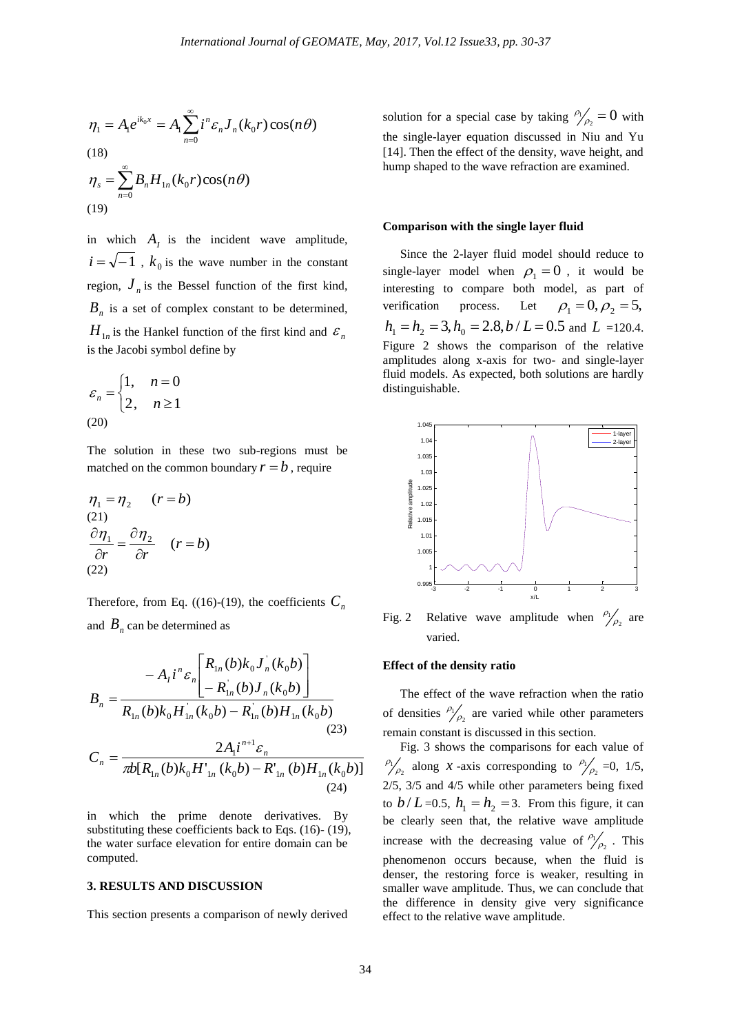$$\eta_1 = A_I e^{ik_0 x} = A_I \sum_{n=0}^{\infty} i^n \varepsilon_n J_n(k_0 r)\cos(n\theta) \tag{18}$$

$$\eta_s = \sum_{n=0}^{\infty} B_n H_{1n}(k_0 r)\cos(n\theta) \tag{19}$$

in which $A_I$ is the incident wave amplitude, $i = \sqrt{-1}$, $k_0$ is the wave number in the constant region, $J_n$ is the Bessel function of the first kind, $B_n$ is a set of complex constant to be determined, $H_{1n}$ is the Hankel function of the first kind and $\varepsilon_n$ is the Jacobi symbol define by

$$\varepsilon_n = \begin{cases} 1, & n = 0 \\ 2, & n \geq 1 \end{cases} \tag{20}$$

The solution in these two sub-regions must be matched on the common boundary $r = b$, require

$$\eta_1 = \eta_2 \quad (r = b) \tag{21}$$

$$\frac{\partial \eta_1}{\partial r} = \frac{\partial \eta_2}{\partial r} \quad (r = b) \tag{22}$$

Therefore, from Eq. ((16)-(19), the coefficients $C_n$ and $B_n$ can be determined as

$$B_n = \frac{-A_I i^n \varepsilon_n \begin{bmatrix} R_{1n}(b) k_0 J_n'(k_0 b) \\ -R_{1n}'(b) J_n(k_0 b) \end{bmatrix}}{R_{1n}(b) k_0 H_{1n}'(k_0 b) - R_{1n}'(b) H_{1n}(k_0 b)} \tag{23}$$

$$C_n = \frac{2A_I i^{n+1} \varepsilon_n}{\pi b [R_{1n}(b) k_0 H'_{1n}(k_0 b) - R'_{1n}(b) H_{1n}(k_0 b)]} \tag{24}$$

in which the prime denote derivatives. By substituting these coefficients back to Eqs. (16)- (19), the water surface elevation for entire domain can be computed.

## 3. RESULTS AND DISCUSSION

This section presents a comparison of newly derived solution for a special case by taking $\rho_1/\rho_2 = 0$ with the single-layer equation discussed in Niu and Yu [14]. Then the effect of the density, wave height, and hump shaped to the wave refraction are examined.

### Comparison with the single layer fluid

Since the 2-layer fluid model should reduce to single-layer model when $\rho_1 = 0$, it would be interesting to compare both model, as part of verification process. Let $\rho_1 = 0, \rho_2 = 5,$ $h_1 = h_2 = 3, h_0 = 2.8, b/L = 0.5$ and $L$ =120.4. Figure 2 shows the comparison of the relative amplitudes along x-axis for two- and single-layer fluid models. As expected, both solutions are hardly distinguishable.

1.045
1.04
1.035
1.03
1.025
1.02
1.015
1.01
1.005
1
0.995
Relative amplitude
-3 -2 -1 0 1 2 3
x/L
1-layer
2-layer

Fig. 2 Relative wave amplitude when $\rho_1/\rho_2$ are varied.

### Effect of the density ratio

The effect of the wave refraction when the ratio of densities $\rho_1/\rho_2$ are varied while other parameters remain constant is discussed in this section.

Fig. 3 shows the comparisons for each value of $\rho_1/\rho_2$ along $x$-axis corresponding to $\rho_1/\rho_2$ =0, 1/5, 2/5, 3/5 and 4/5 while other parameters being fixed to $b/L$ =0.5, $h_1 = h_2 = 3$. From this figure, it can be clearly seen that, the relative wave amplitude increase with the decreasing value of $\rho_1/\rho_2$. This phenomenon occurs because, when the fluid is denser, the restoring force is weaker, resulting in smaller wave amplitude. Thus, we can conclude that the difference in density give very significance effect to the relative wave amplitude.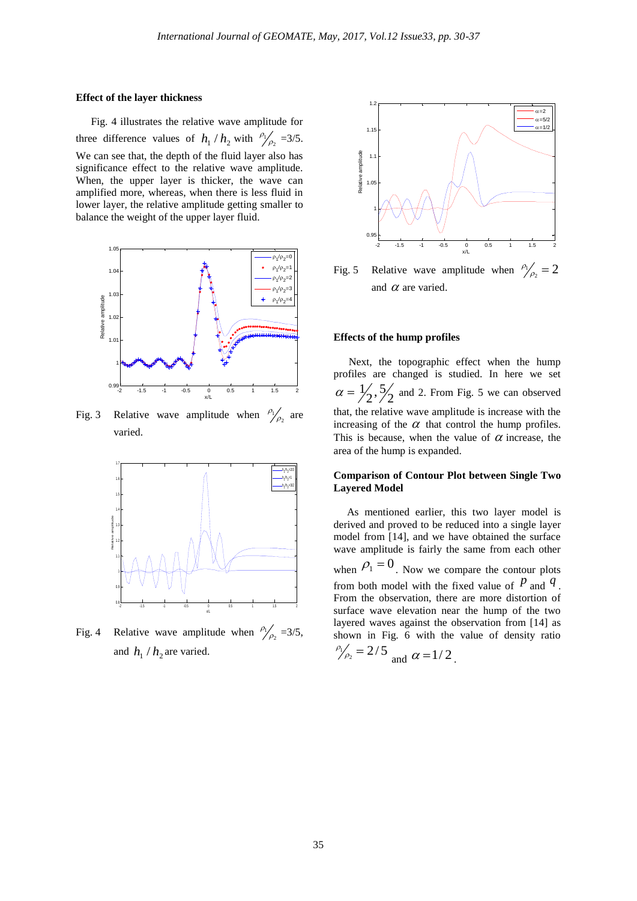### Effect of the layer thickness

Fig. 4 illustrates the relative wave amplitude for three difference values of $h_1/h_2$ with $\rho_1/\rho_2$ =3/5. We can see that, the depth of the fluid layer also has significance effect to the relative wave amplitude. When, the upper layer is thicker, the wave can amplified more, whereas, when there is less fluid in lower layer, the relative amplitude getting smaller to balance the weight of the upper layer fluid.

Relative amplitude
x/L
1.05
1.04
1.03
1.02
1.01
1
0.99
-2 -1.5 -1 -0.5 0 0.5 1 1.5 2
ρ1/ρ2=0
ρ1/ρ2=1
ρ1/ρ2=2
ρ1/ρ2=3
ρ1/ρ2=4

Fig. 3 Relative wave amplitude when $\rho_1/\rho_2$ are varied.

Relative amplitude
x/L
1.7
1.6
1.5
1.4
1.3
1.2
1.1
1
0.9
0.8
-2 -1.5 -1 -0.5 0 0.5 1 1.5 2
h1/h2=2/3
h1/h2=1
h1/h2=3/2

Fig. 4 Relative wave amplitude when $\rho_1/\rho_2$ =3/5, and $h_1/h_2$ are varied.

Relative amplitude
x/L
1.2
1.15
1.1
1.05
1
0.95
-2 -1.5 -1 -0.5 0 0.5 1 1.5 2
α=2
α=5/2
α=1/2

Fig. 5 Relative wave amplitude when $\rho_1/\rho_2 = 2$ and $\alpha$ are varied.

### Effects of the hump profiles

Next, the topographic effect when the hump profiles are changed is studied. In here we set $\alpha = 1/2, 5/2$ and 2. From Fig. 5 we can observed that, the relative wave amplitude is increase with the increasing of the $\alpha$ that control the hump profiles. This is because, when the value of $\alpha$ increase, the area of the hump is expanded.

### Comparison of Contour Plot between Single Two Layered Model

As mentioned earlier, this two layer model is derived and proved to be reduced into a single layer model from [14], and we have obtained the surface wave amplitude is fairly the same from each other when $\rho_1 = 0$. Now we compare the contour plots from both model with the fixed value of $p$ and $q$. From the observation, there are more distortion of surface wave elevation near the hump of the two layered waves against the observation from [14] as shown in Fig. 6 with the value of density ratio $\rho_1/\rho_2 = 2/5$ and $\alpha = 1/2$.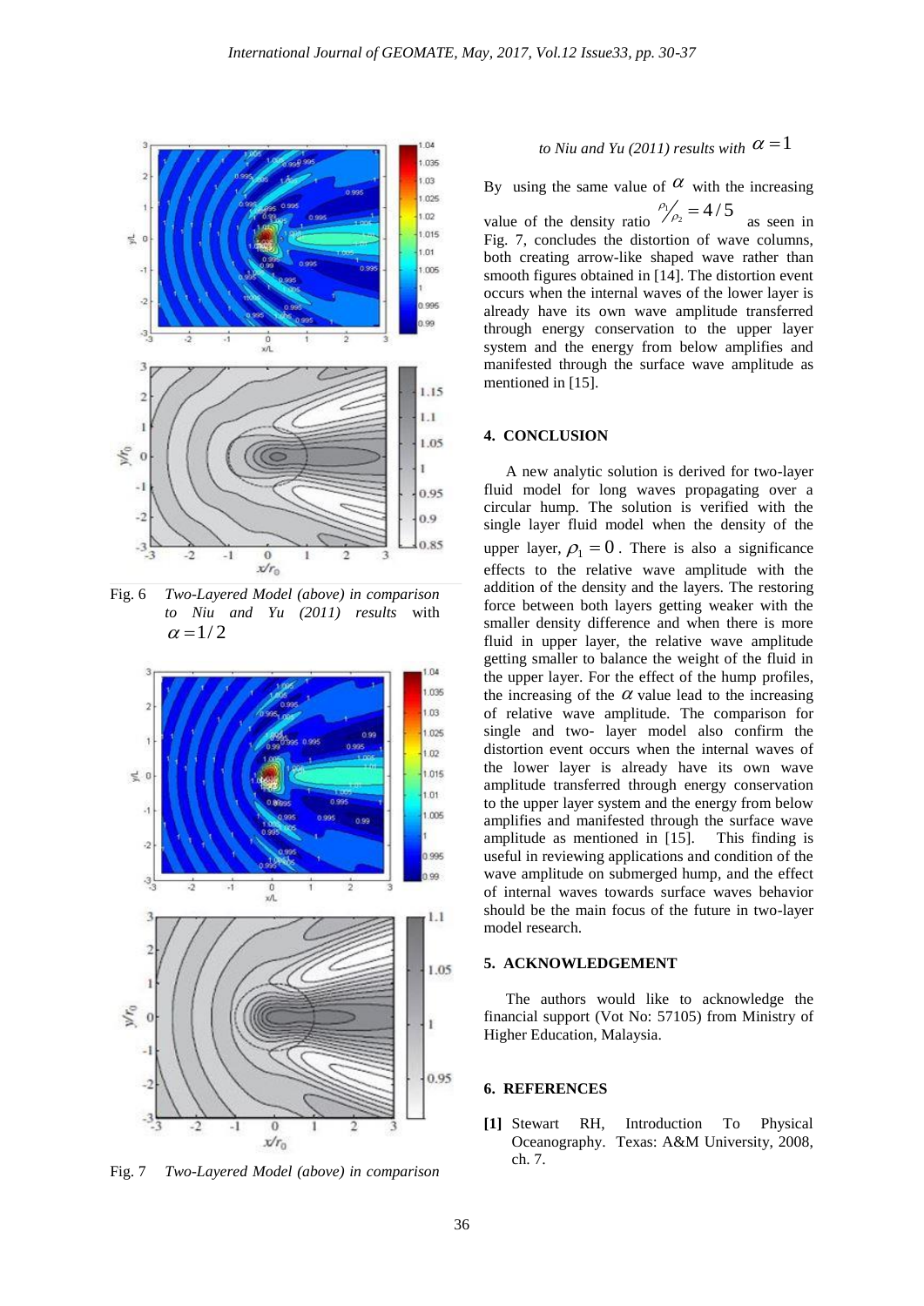Fig. 6 *Two-Layered Model (above) in comparison to Niu and Yu (2011) results with* $\alpha = 1/2$

Fig. 7 *Two-Layered Model (above) in comparison to Niu and Yu (2011) results with* $\alpha = 1$

By using the same value of $\alpha$ with the increasing value of the density ratio $\rho_1/\rho_2 = 4/5$ as seen in Fig. 7, concludes the distortion of wave columns, both creating arrow-like shaped wave rather than smooth figures obtained in [14]. The distortion event occurs when the internal waves of the lower layer is already have its own wave amplitude transferred through energy conservation to the upper layer system and the energy from below amplifies and manifested through the surface wave amplitude as mentioned in [15].

## 4. CONCLUSION

A new analytic solution is derived for two-layer fluid model for long waves propagating over a circular hump. The solution is verified with the single layer fluid model when the density of the upper layer, $\rho_1 = 0$. There is also a significance effects to the relative wave amplitude with the addition of the density and the layers. The restoring force between both layers getting weaker with the smaller density difference and when there is more fluid in upper layer, the relative wave amplitude getting smaller to balance the weight of the fluid in the upper layer. For the effect of the hump profiles, the increasing of the $\alpha$ value lead to the increasing of relative wave amplitude. The comparison for single and two- layer model also confirm the distortion event occurs when the internal waves of the lower layer is already have its own wave amplitude transferred through energy conservation to the upper layer system and the energy from below amplifies and manifested through the surface wave amplitude as mentioned in [15]. This finding is useful in reviewing applications and condition of the wave amplitude on submerged hump, and the effect of internal waves towards surface waves behavior should be the main focus of the future in two-layer model research.

## 5. ACKNOWLEDGEMENT

The authors would like to acknowledge the financial support (Vot No: 57105) from Ministry of Higher Education, Malaysia.

## 6. REFERENCES

**[1]** Stewart RH, Introduction To Physical Oceanography. Texas: A&M University, 2008, ch. 7.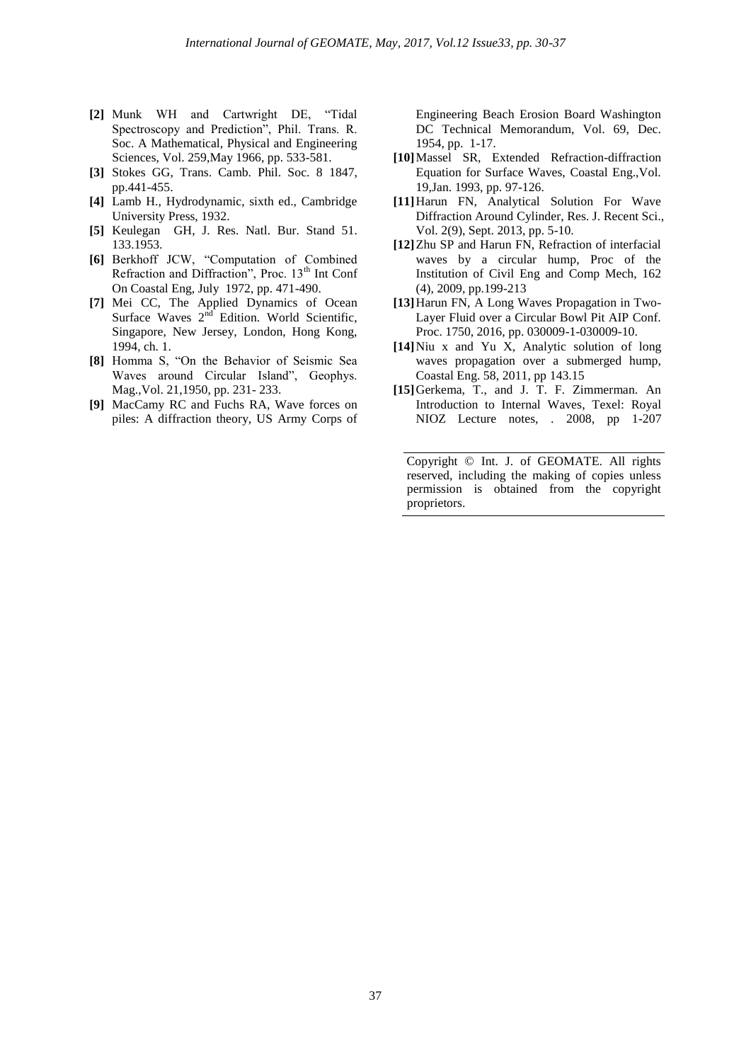**[2]** Munk WH and Cartwright DE, "Tidal Spectroscopy and Prediction", Phil. Trans. R. Soc. A Mathematical, Physical and Engineering Sciences, Vol. 259,May 1966, pp. 533-581.

**[3]** Stokes GG, Trans. Camb. Phil. Soc. 8 1847, pp.441-455.

**[4]** Lamb H., Hydrodynamic, sixth ed., Cambridge University Press, 1932.

**[5]** Keulegan GH, J. Res. Natl. Bur. Stand 51. 133.1953.

**[6]** Berkhoff JCW, "Computation of Combined Refraction and Diffraction", Proc. 13th Int Conf On Coastal Eng, July 1972, pp. 471-490.

**[7]** Mei CC, The Applied Dynamics of Ocean Surface Waves 2nd Edition. World Scientific, Singapore, New Jersey, London, Hong Kong, 1994, ch. 1.

**[8]** Homma S, "On the Behavior of Seismic Sea Waves around Circular Island", Geophys. Mag.,Vol. 21,1950, pp. 231- 233.

**[9]** MacCamy RC and Fuchs RA, Wave forces on piles: A diffraction theory, US Army Corps of Engineering Beach Erosion Board Washington DC Technical Memorandum, Vol. 69, Dec. 1954, pp. 1-17.

**[10]** Massel SR, Extended Refraction-diffraction Equation for Surface Waves, Coastal Eng.,Vol. 19,Jan. 1993, pp. 97-126.

**[11]** Harun FN, Analytical Solution For Wave Diffraction Around Cylinder, Res. J. Recent Sci., Vol. 2(9), Sept. 2013, pp. 5-10.

**[12]** Zhu SP and Harun FN, Refraction of interfacial waves by a circular hump, Proc of the Institution of Civil Eng and Comp Mech, 162 (4), 2009, pp.199-213

**[13]** Harun FN, A Long Waves Propagation in Two-Layer Fluid over a Circular Bowl Pit AIP Conf. Proc. 1750, 2016, pp. 030009-1-030009-10.

**[14]** Niu x and Yu X, Analytic solution of long waves propagation over a submerged hump, Coastal Eng. 58, 2011, pp 143.15

**[15]** Gerkema, T., and J. T. F. Zimmerman. An Introduction to Internal Waves, Texel: Royal NIOZ Lecture notes, . 2008, pp 1-207

---

Copyright © Int. J. of GEOMATE. All rights reserved, including the making of copies unless permission is obtained from the copyright proprietors.

---